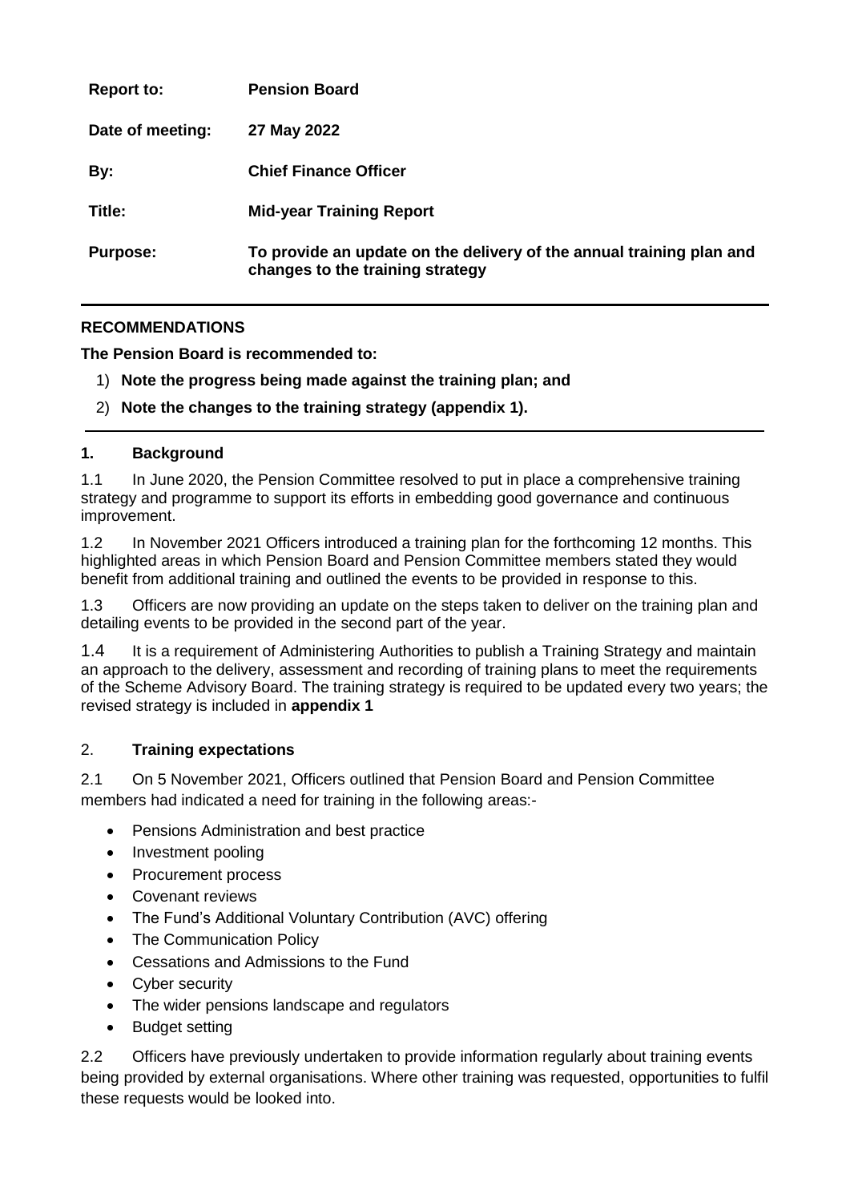| | |
|---|---|
| **Report to:** | **Pension Board** |
| **Date of meeting:** | **27 May 2022** |
| **By:** | **Chief Finance Officer** |
| **Title:** | **Mid-year Training Report** |
| **Purpose:** | **To provide an update on the delivery of the annual training plan and changes to the training strategy** |

---

**RECOMMENDATIONS**

**The Pension Board is recommended to:**

1) **Note the progress being made against the training plan; and**
2) **Note the changes to the training strategy (appendix 1).**

---

## 1. Background

1.1 In June 2020, the Pension Committee resolved to put in place a comprehensive training strategy and programme to support its efforts in embedding good governance and continuous improvement.

1.2 In November 2021 Officers introduced a training plan for the forthcoming 12 months. This highlighted areas in which Pension Board and Pension Committee members stated they would benefit from additional training and outlined the events to be provided in response to this.

1.3 Officers are now providing an update on the steps taken to deliver on the training plan and detailing events to be provided in the second part of the year.

1.4 It is a requirement of Administering Authorities to publish a Training Strategy and maintain an approach to the delivery, assessment and recording of training plans to meet the requirements of the Scheme Advisory Board. The training strategy is required to be updated every two years; the revised strategy is included in **appendix 1**

## 2. Training expectations

2.1 On 5 November 2021, Officers outlined that Pension Board and Pension Committee members had indicated a need for training in the following areas:-

- Pensions Administration and best practice
- Investment pooling
- Procurement process
- Covenant reviews
- The Fund's Additional Voluntary Contribution (AVC) offering
- The Communication Policy
- Cessations and Admissions to the Fund
- Cyber security
- The wider pensions landscape and regulators
- Budget setting

2.2 Officers have previously undertaken to provide information regularly about training events being provided by external organisations. Where other training was requested, opportunities to fulfil these requests would be looked into.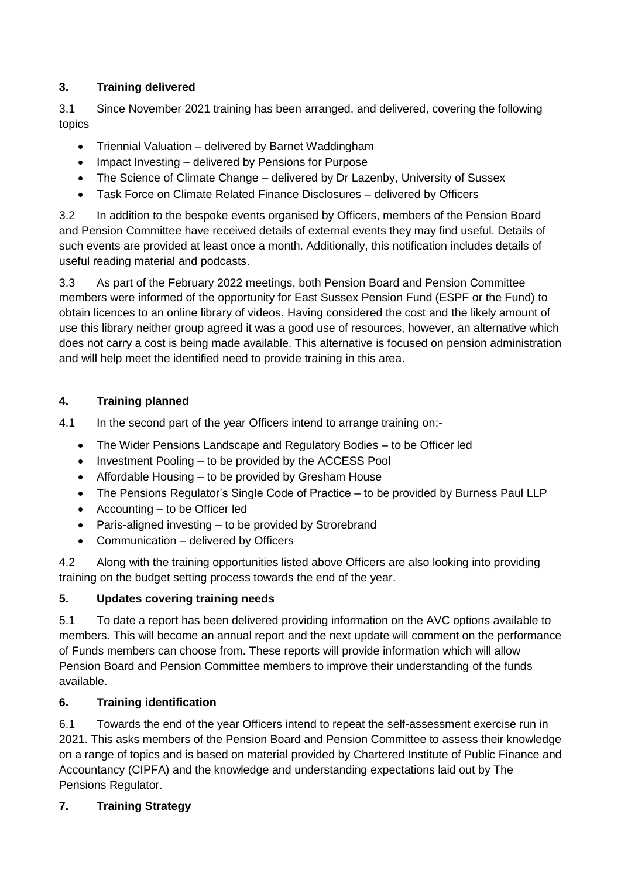## 3. Training delivered

3.1 Since November 2021 training has been arranged, and delivered, covering the following topics

- Triennial Valuation – delivered by Barnet Waddingham
- Impact Investing – delivered by Pensions for Purpose
- The Science of Climate Change – delivered by Dr Lazenby, University of Sussex
- Task Force on Climate Related Finance Disclosures – delivered by Officers

3.2 In addition to the bespoke events organised by Officers, members of the Pension Board and Pension Committee have received details of external events they may find useful. Details of such events are provided at least once a month. Additionally, this notification includes details of useful reading material and podcasts.

3.3 As part of the February 2022 meetings, both Pension Board and Pension Committee members were informed of the opportunity for East Sussex Pension Fund (ESPF or the Fund) to obtain licences to an online library of videos. Having considered the cost and the likely amount of use this library neither group agreed it was a good use of resources, however, an alternative which does not carry a cost is being made available. This alternative is focused on pension administration and will help meet the identified need to provide training in this area.

## 4. Training planned

4.1 In the second part of the year Officers intend to arrange training on:-

- The Wider Pensions Landscape and Regulatory Bodies – to be Officer led
- Investment Pooling – to be provided by the ACCESS Pool
- Affordable Housing – to be provided by Gresham House
- The Pensions Regulator's Single Code of Practice – to be provided by Burness Paul LLP
- Accounting – to be Officer led
- Paris-aligned investing – to be provided by Strorebrand
- Communication – delivered by Officers

4.2 Along with the training opportunities listed above Officers are also looking into providing training on the budget setting process towards the end of the year.

## 5. Updates covering training needs

5.1 To date a report has been delivered providing information on the AVC options available to members. This will become an annual report and the next update will comment on the performance of Funds members can choose from. These reports will provide information which will allow Pension Board and Pension Committee members to improve their understanding of the funds available.

## 6. Training identification

6.1 Towards the end of the year Officers intend to repeat the self-assessment exercise run in 2021. This asks members of the Pension Board and Pension Committee to assess their knowledge on a range of topics and is based on material provided by Chartered Institute of Public Finance and Accountancy (CIPFA) and the knowledge and understanding expectations laid out by The Pensions Regulator.

## 7. Training Strategy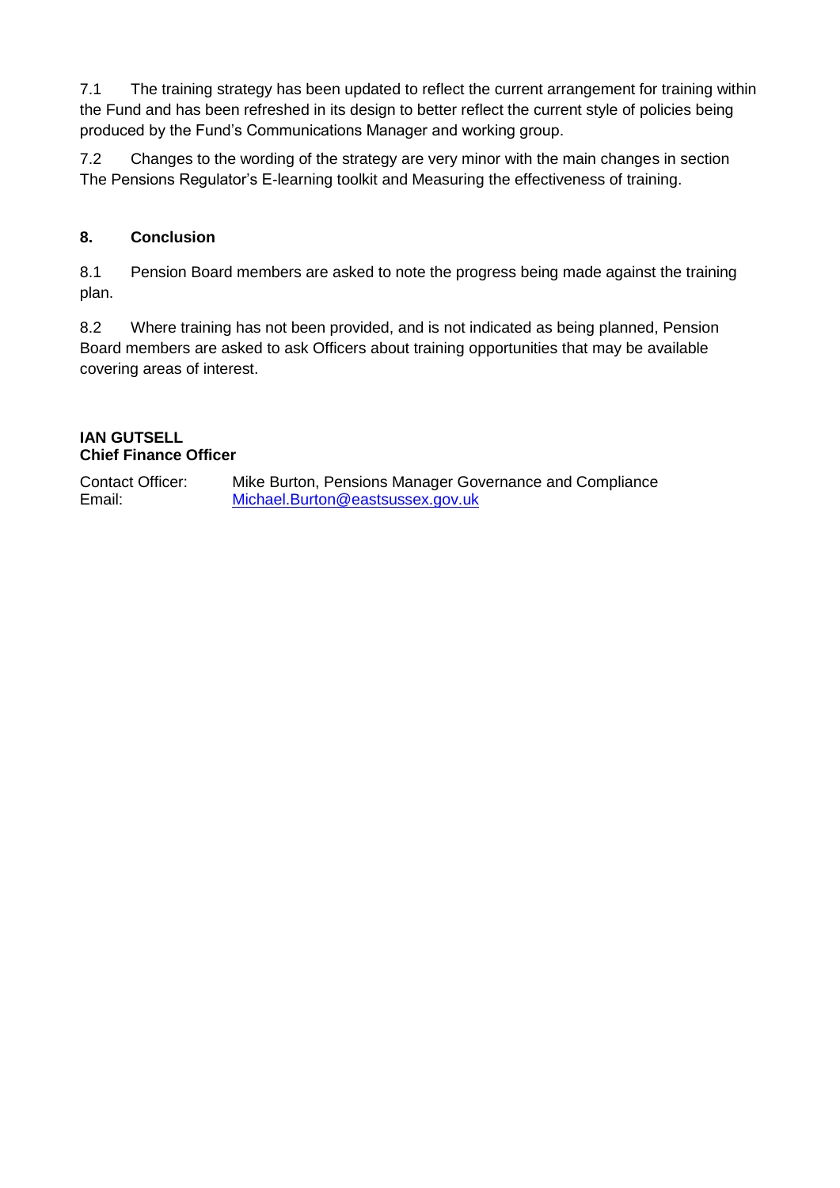7.1 The training strategy has been updated to reflect the current arrangement for training within the Fund and has been refreshed in its design to better reflect the current style of policies being produced by the Fund's Communications Manager and working group.

7.2 Changes to the wording of the strategy are very minor with the main changes in section The Pensions Regulator's E-learning toolkit and Measuring the effectiveness of training.

## 8. Conclusion

8.1 Pension Board members are asked to note the progress being made against the training plan.

8.2 Where training has not been provided, and is not indicated as being planned, Pension Board members are asked to ask Officers about training opportunities that may be available covering areas of interest.

**IAN GUTSELL**
**Chief Finance Officer**

Contact Officer: Mike Burton, Pensions Manager Governance and Compliance
Email: Michael.Burton@eastsussex.gov.uk